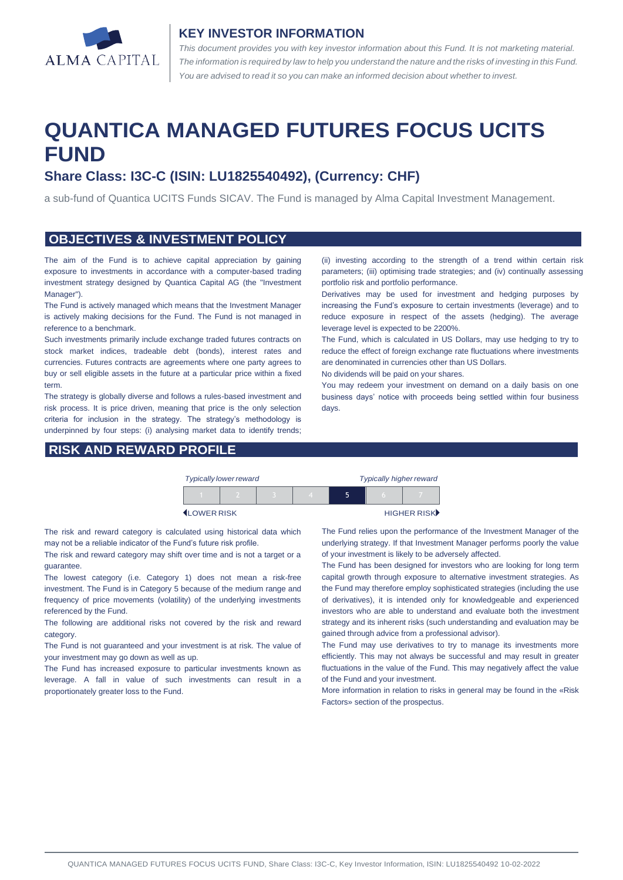ALMA CAPITAL

## KEY INVESTOR INFORMATION

*This document provides you with key investor information about this Fund. It is not marketing material. The information is required by law to help you understand the nature and the risks of investing in this Fund. You are advised to read it so you can make an informed decision about whether to invest.*

# QUANTICA MANAGED FUTURES FOCUS UCITS FUND

### Share Class: I3C-C (ISIN: LU1825540492), (Currency: CHF)

a sub-fund of Quantica UCITS Funds SICAV. The Fund is managed by Alma Capital Investment Management.

## OBJECTIVES & INVESTMENT POLICY

The aim of the Fund is to achieve capital appreciation by gaining exposure to investments in accordance with a computer-based trading investment strategy designed by Quantica Capital AG (the "Investment Manager").

The Fund is actively managed which means that the Investment Manager is actively making decisions for the Fund. The Fund is not managed in reference to a benchmark.

Such investments primarily include exchange traded futures contracts on stock market indices, tradeable debt (bonds), interest rates and currencies. Futures contracts are agreements where one party agrees to buy or sell eligible assets in the future at a particular price within a fixed term.

The strategy is globally diverse and follows a rules-based investment and risk process. It is price driven, meaning that price is the only selection criteria for inclusion in the strategy. The strategy's methodology is underpinned by four steps: (i) analysing market data to identify trends; (ii) investing according to the strength of a trend within certain risk parameters; (iii) optimising trade strategies; and (iv) continually assessing portfolio risk and portfolio performance.

Derivatives may be used for investment and hedging purposes by increasing the Fund's exposure to certain investments (leverage) and to reduce exposure in respect of the assets (hedging). The average leverage level is expected to be 2200%.

The Fund, which is calculated in US Dollars, may use hedging to try to reduce the effect of foreign exchange rate fluctuations where investments are denominated in currencies other than US Dollars.

No dividends will be paid on your shares.

You may redeem your investment on demand on a daily basis on one business days' notice with proceeds being settled within four business days.

## RISK AND REWARD PROFILE

| *Typically lower reward* | | | | | | *Typically higher reward* |
|---|---|---|---|---|---|---|
| 1 | 2 | 3 | 4 | **5** | 6 | 7 |
| LOWER RISK | | | | | | HIGHER RISK |

The risk and reward category is calculated using historical data which may not be a reliable indicator of the Fund's future risk profile.

The risk and reward category may shift over time and is not a target or a guarantee.

The lowest category (i.e. Category 1) does not mean a risk-free investment. The Fund is in Category 5 because of the medium range and frequency of price movements (volatility) of the underlying investments referenced by the Fund.

The following are additional risks not covered by the risk and reward category.

The Fund is not guaranteed and your investment is at risk. The value of your investment may go down as well as up.

The Fund has increased exposure to particular investments known as leverage. A fall in value of such investments can result in a proportionately greater loss to the Fund.

The Fund relies upon the performance of the Investment Manager of the underlying strategy. If that Investment Manager performs poorly the value of your investment is likely to be adversely affected.

The Fund has been designed for investors who are looking for long term capital growth through exposure to alternative investment strategies. As the Fund may therefore employ sophisticated strategies (including the use of derivatives), it is intended only for knowledgeable and experienced investors who are able to understand and evaluate both the investment strategy and its inherent risks (such understanding and evaluation may be gained through advice from a professional advisor).

The Fund may use derivatives to try to manage its investments more efficiently. This may not always be successful and may result in greater fluctuations in the value of the Fund. This may negatively affect the value of the Fund and your investment.

More information in relation to risks in general may be found in the «Risk Factors» section of the prospectus.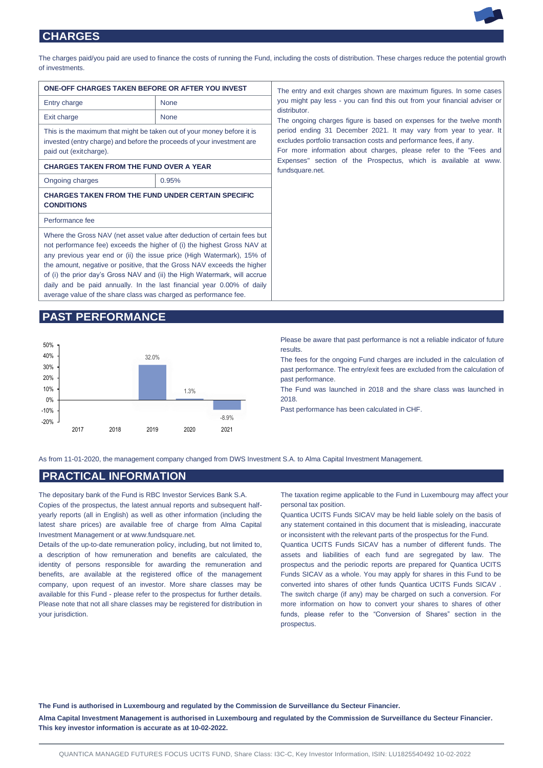## CHARGES

The charges paid/you paid are used to finance the costs of running the Fund, including the costs of distribution. These charges reduce the potential growth of investments.

| | |
|---|---|
| **ONE-OFF CHARGES TAKEN BEFORE OR AFTER YOU INVEST** | |
| Entry charge | None |
| Exit charge | None |
| This is the maximum that might be taken out of your money before it is invested (entry charge) and before the proceeds of your investment are paid out (exitcharge). | |
| **CHARGES TAKEN FROM THE FUND OVER A YEAR** | |
| Ongoing charges | 0.95% |
| **CHARGES TAKEN FROM THE FUND UNDER CERTAIN SPECIFIC CONDITIONS** | |
| Performance fee | |
| Where the Gross NAV (net asset value after deduction of certain fees but not performance fee) exceeds the higher of (i) the highest Gross NAV at any previous year end or (ii) the issue price (High Watermark), 15% of the amount, negative or positive, that the Gross NAV exceeds the higher of (i) the prior day's Gross NAV and (ii) the High Watermark, will accrue daily and be paid annually. In the last financial year 0.00% of daily average value of the share class was charged as performance fee. | |

The entry and exit charges shown are maximum figures. In some cases you might pay less - you can find this out from your financial adviser or distributor.

The ongoing charges figure is based on expenses for the twelve month period ending 31 December 2021. It may vary from year to year. It excludes portfolio transaction costs and performance fees, if any.

For more information about charges, please refer to the "Fees and Expenses" section of the Prospectus, which is available at www. fundsquare.net.

## PAST PERFORMANCE

50%
40%
30%
20%
10%
0%
-10%
-20%

32.0%
1.3%
-8.9%

2017 2018 2019 2020 2021

Please be aware that past performance is not a reliable indicator of future results.

The fees for the ongoing Fund charges are included in the calculation of past performance. The entry/exit fees are excluded from the calculation of past performance.

The Fund was launched in 2018 and the share class was launched in 2018.

Past performance has been calculated in CHF.

As from 11-01-2020, the management company changed from DWS Investment S.A. to Alma Capital Investment Management.

## PRACTICAL INFORMATION

The depositary bank of the Fund is RBC Investor Services Bank S.A.

Copies of the prospectus, the latest annual reports and subsequent half-yearly reports (all in English) as well as other information (including the latest share prices) are available free of charge from Alma Capital Investment Management or at www.fundsquare.net.

Details of the up-to-date remuneration policy, including, but not limited to, a description of how remuneration and benefits are calculated, the identity of persons responsible for awarding the remuneration and benefits, are available at the registered office of the management company, upon request of an investor. More share classes may be available for this Fund - please refer to the prospectus for further details. Please note that not all share classes may be registered for distribution in your jurisdiction.

The taxation regime applicable to the Fund in Luxembourg may affect your personal tax position.

Quantica UCITS Funds SICAV may be held liable solely on the basis of any statement contained in this document that is misleading, inaccurate or inconsistent with the relevant parts of the prospectus for the Fund.

Quantica UCITS Funds SICAV has a number of different funds. The assets and liabilities of each fund are segregated by law. The prospectus and the periodic reports are prepared for Quantica UCITS Funds SICAV as a whole. You may apply for shares in this Fund to be converted into shares of other funds Quantica UCITS Funds SICAV . The switch charge (if any) may be charged on such a conversion. For more information on how to convert your shares to shares of other funds, please refer to the "Conversion of Shares" section in the prospectus.

**The Fund is authorised in Luxembourg and regulated by the Commission de Surveillance du Secteur Financier.**

**Alma Capital Investment Management is authorised in Luxembourg and regulated by the Commission de Surveillance du Secteur Financier. This key investor information is accurate as at 10-02-2022.**